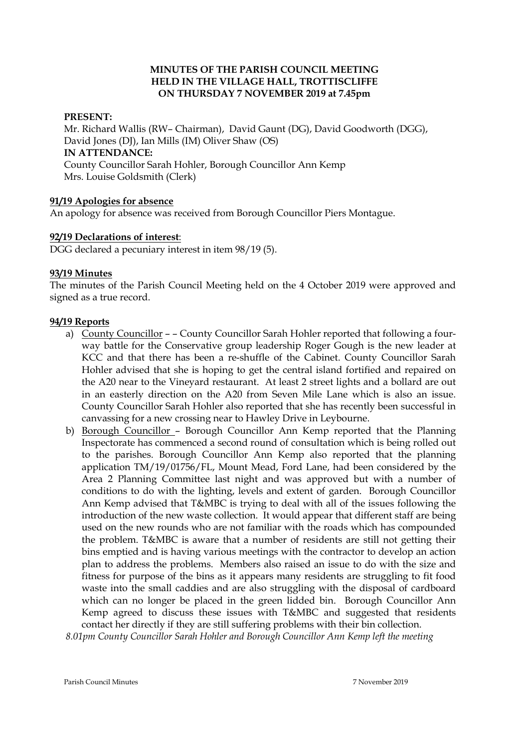# MINUTES OF THE PARISH COUNCIL MEETING HELD IN THE VILLAGE HALL, TROTTISCLIFFE ON THURSDAY 7 NOVEMBER 2019 at 7.45pm

**PRESENT:**

Mr. Richard Wallis (RW– Chairman), David Gaunt (DG), David Goodworth (DGG), David Jones (DJ), Ian Mills (IM) Oliver Shaw (OS)

**IN ATTENDANCE:**

County Councillor Sarah Hohler, Borough Councillor Ann Kemp
Mrs. Louise Goldsmith (Clerk)

**91/19 Apologies for absence**

An apology for absence was received from Borough Councillor Piers Montague.

**92/19 Declarations of interest**:

DGG declared a pecuniary interest in item 98/19 (5).

**93/19 Minutes**

The minutes of the Parish Council Meeting held on the 4 October 2019 were approved and signed as a true record.

**94/19 Reports**

a) County Councillor – – County Councillor Sarah Hohler reported that following a four-way battle for the Conservative group leadership Roger Gough is the new leader at KCC and that there has been a re-shuffle of the Cabinet. County Councillor Sarah Hohler advised that she is hoping to get the central island fortified and repaired on the A20 near to the Vineyard restaurant. At least 2 street lights and a bollard are out in an easterly direction on the A20 from Seven Mile Lane which is also an issue. County Councillor Sarah Hohler also reported that she has recently been successful in canvassing for a new crossing near to Hawley Drive in Leybourne.

b) Borough Councillor – Borough Councillor Ann Kemp reported that the Planning Inspectorate has commenced a second round of consultation which is being rolled out to the parishes. Borough Councillor Ann Kemp also reported that the planning application TM/19/01756/FL, Mount Mead, Ford Lane, had been considered by the Area 2 Planning Committee last night and was approved but with a number of conditions to do with the lighting, levels and extent of garden. Borough Councillor Ann Kemp advised that T&MBC is trying to deal with all of the issues following the introduction of the new waste collection. It would appear that different staff are being used on the new rounds who are not familiar with the roads which has compounded the problem. T&MBC is aware that a number of residents are still not getting their bins emptied and is having various meetings with the contractor to develop an action plan to address the problems. Members also raised an issue to do with the size and fitness for purpose of the bins as it appears many residents are struggling to fit food waste into the small caddies and are also struggling with the disposal of cardboard which can no longer be placed in the green lidded bin. Borough Councillor Ann Kemp agreed to discuss these issues with T&MBC and suggested that residents contact her directly if they are still suffering problems with their bin collection.

*8.01pm County Councillor Sarah Hohler and Borough Councillor Ann Kemp left the meeting*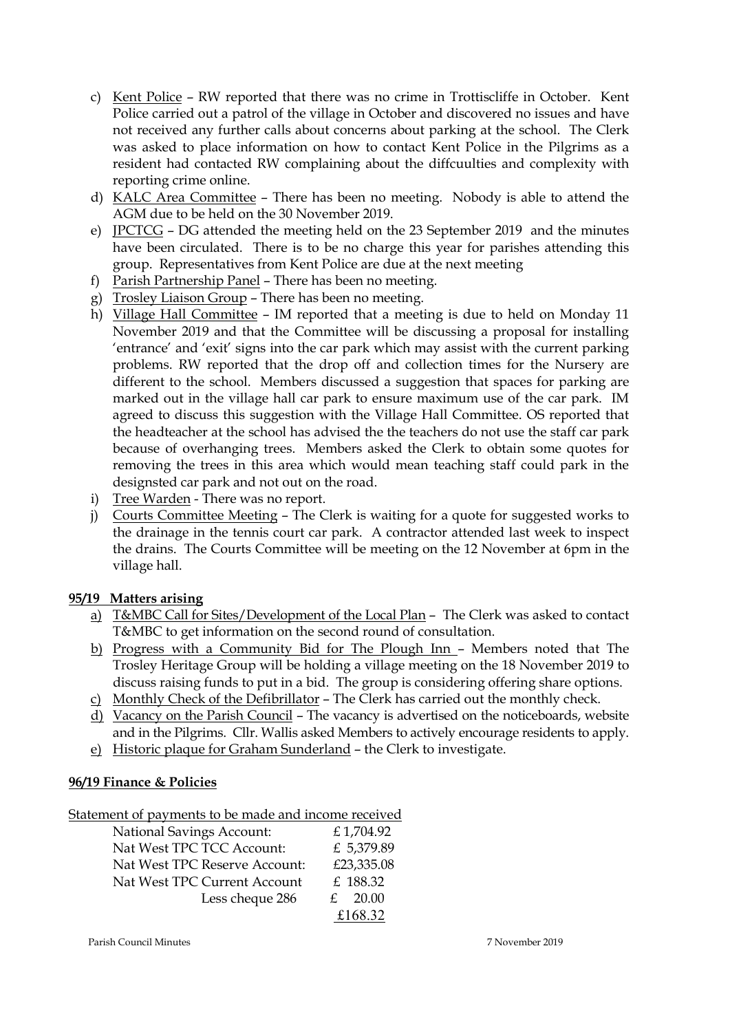c) <u>Kent Police</u> – RW reported that there was no crime in Trottiscliffe in October. Kent Police carried out a patrol of the village in October and discovered no issues and have not received any further calls about concerns about parking at the school. The Clerk was asked to place information on how to contact Kent Police in the Pilgrims as a resident had contacted RW complaining about the diffcuulties and complexity with reporting crime online.
d) <u>KALC Area Committee</u> – There has been no meeting. Nobody is able to attend the AGM due to be held on the 30 November 2019.
e) <u>JPCTCG</u> – DG attended the meeting held on the 23 September 2019 and the minutes have been circulated. There is to be no charge this year for parishes attending this group. Representatives from Kent Police are due at the next meeting
f) <u>Parish Partnership Panel</u> – There has been no meeting.
g) <u>Trosley Liaison Group</u> – There has been no meeting.
h) <u>Village Hall Committee</u> – IM reported that a meeting is due to held on Monday 11 November 2019 and that the Committee will be discussing a proposal for installing 'entrance' and 'exit' signs into the car park which may assist with the current parking problems. RW reported that the drop off and collection times for the Nursery are different to the school. Members discussed a suggestion that spaces for parking are marked out in the village hall car park to ensure maximum use of the car park. IM agreed to discuss this suggestion with the Village Hall Committee. OS reported that the headteacher at the school has advised the the teachers do not use the staff car park because of overhanging trees. Members asked the Clerk to obtain some quotes for removing the trees in this area which would mean teaching staff could park in the designsted car park and not out on the road.
i) <u>Tree Warden</u> - There was no report.
j) <u>Courts Committee Meeting</u> – The Clerk is waiting for a quote for suggested works to the drainage in the tennis court car park. A contractor attended last week to inspect the drains. The Courts Committee will be meeting on the 12 November at 6pm in the village hall.

**<u>95/19 Matters arising</u>**

a) <u>T&MBC Call for Sites/Development of the Local Plan</u> – The Clerk was asked to contact T&MBC to get information on the second round of consultation.
b) <u>Progress with a Community Bid for The Plough Inn</u> – Members noted that The Trosley Heritage Group will be holding a village meeting on the 18 November 2019 to discuss raising funds to put in a bid. The group is considering offering share options.
c) <u>Monthly Check of the Defibrillator</u> – The Clerk has carried out the monthly check.
d) <u>Vacancy on the Parish Council</u> – The vacancy is advertised on the noticeboards, website and in the Pilgrims. Cllr. Wallis asked Members to actively encourage residents to apply.
e) <u>Historic plaque for Graham Sunderland</u> – the Clerk to investigate.

**<u>96/19 Finance & Policies</u>**

<u>Statement of payments to be made and income received</u>

| | |
|---|---|
| National Savings Account: | £1,704.92 |
| Nat West TPC TCC Account: | £ 5,379.89 |
| Nat West TPC Reserve Account: | £23,335.08 |
| Nat West TPC Current Account | £ 188.32 |
| Less cheque 286 | £ 20.00 |
| | <u>£168.32</u> |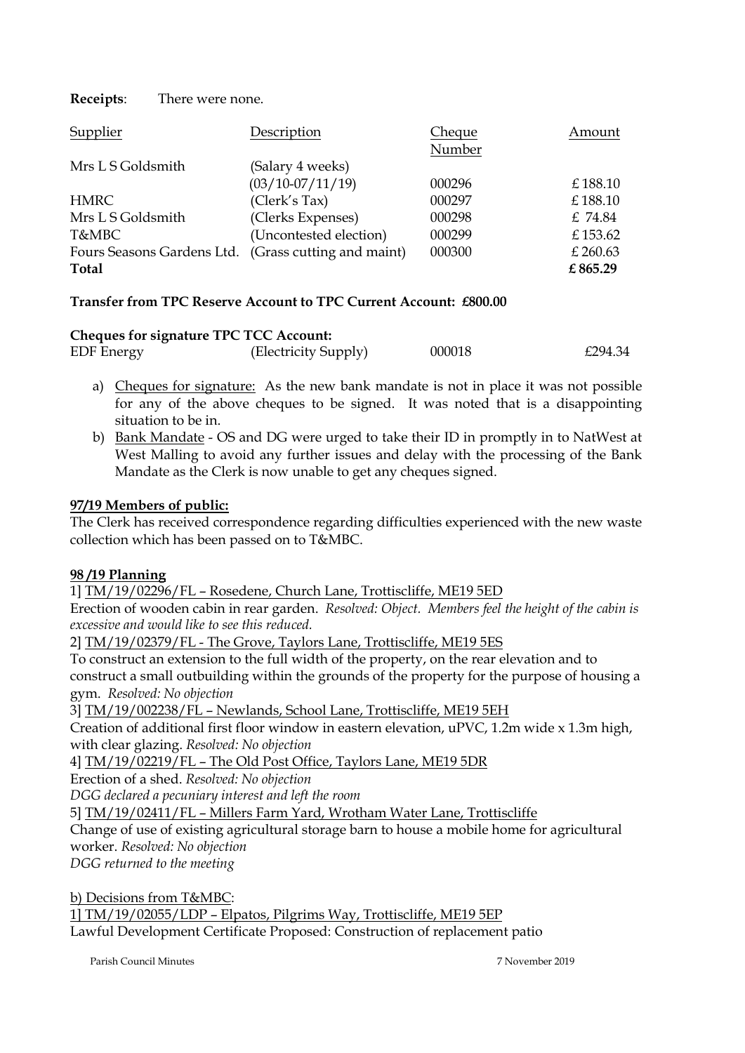**Receipts**: There were none.

| Supplier | Description | Cheque Number | Amount |
|---|---|---|---|
| Mrs L S Goldsmith | (Salary 4 weeks) (03/10-07/11/19) | 000296 | £ 188.10 |
| HMRC | (Clerk's Tax) | 000297 | £ 188.10 |
| Mrs L S Goldsmith | (Clerks Expenses) | 000298 | £ 74.84 |
| T&MBC | (Uncontested election) | 000299 | £ 153.62 |
| Fours Seasons Gardens Ltd. | (Grass cutting and maint) | 000300 | £ 260.63 |
| **Total** | | | **£ 865.29** |

**Transfer from TPC Reserve Account to TPC Current Account: £800.00**

**Cheques for signature TPC TCC Account:**

| | | | |
|---|---|---|---|
| EDF Energy | (Electricity Supply) | 000018 | £294.34 |

a) Cheques for signature: As the new bank mandate is not in place it was not possible for any of the above cheques to be signed. It was noted that is a disappointing situation to be in.

b) Bank Mandate - OS and DG were urged to take their ID in promptly in to NatWest at West Malling to avoid any further issues and delay with the processing of the Bank Mandate as the Clerk is now unable to get any cheques signed.

**97/19 Members of public:**

The Clerk has received correspondence regarding difficulties experienced with the new waste collection which has been passed on to T&MBC.

**98 /19 Planning**

1] TM/19/02296/FL – Rosedene, Church Lane, Trottiscliffe, ME19 5ED

Erection of wooden cabin in rear garden. *Resolved: Object. Members feel the height of the cabin is excessive and would like to see this reduced.*

2] TM/19/02379/FL - The Grove, Taylors Lane, Trottiscliffe, ME19 5ES

To construct an extension to the full width of the property, on the rear elevation and to construct a small outbuilding within the grounds of the property for the purpose of housing a gym. *Resolved: No objection*

3] TM/19/002238/FL – Newlands, School Lane, Trottiscliffe, ME19 5EH

Creation of additional first floor window in eastern elevation, uPVC, 1.2m wide x 1.3m high, with clear glazing. *Resolved: No objection*

4] TM/19/02219/FL – The Old Post Office, Taylors Lane, ME19 5DR

Erection of a shed. *Resolved: No objection*

*DGG declared a pecuniary interest and left the room*

5] TM/19/02411/FL – Millers Farm Yard, Wrotham Water Lane, Trottiscliffe

Change of use of existing agricultural storage barn to house a mobile home for agricultural worker. *Resolved: No objection*

*DGG returned to the meeting*

b) Decisions from T&MBC:

1] TM/19/02055/LDP – Elpatos, Pilgrims Way, Trottiscliffe, ME19 5EP

Lawful Development Certificate Proposed: Construction of replacement patio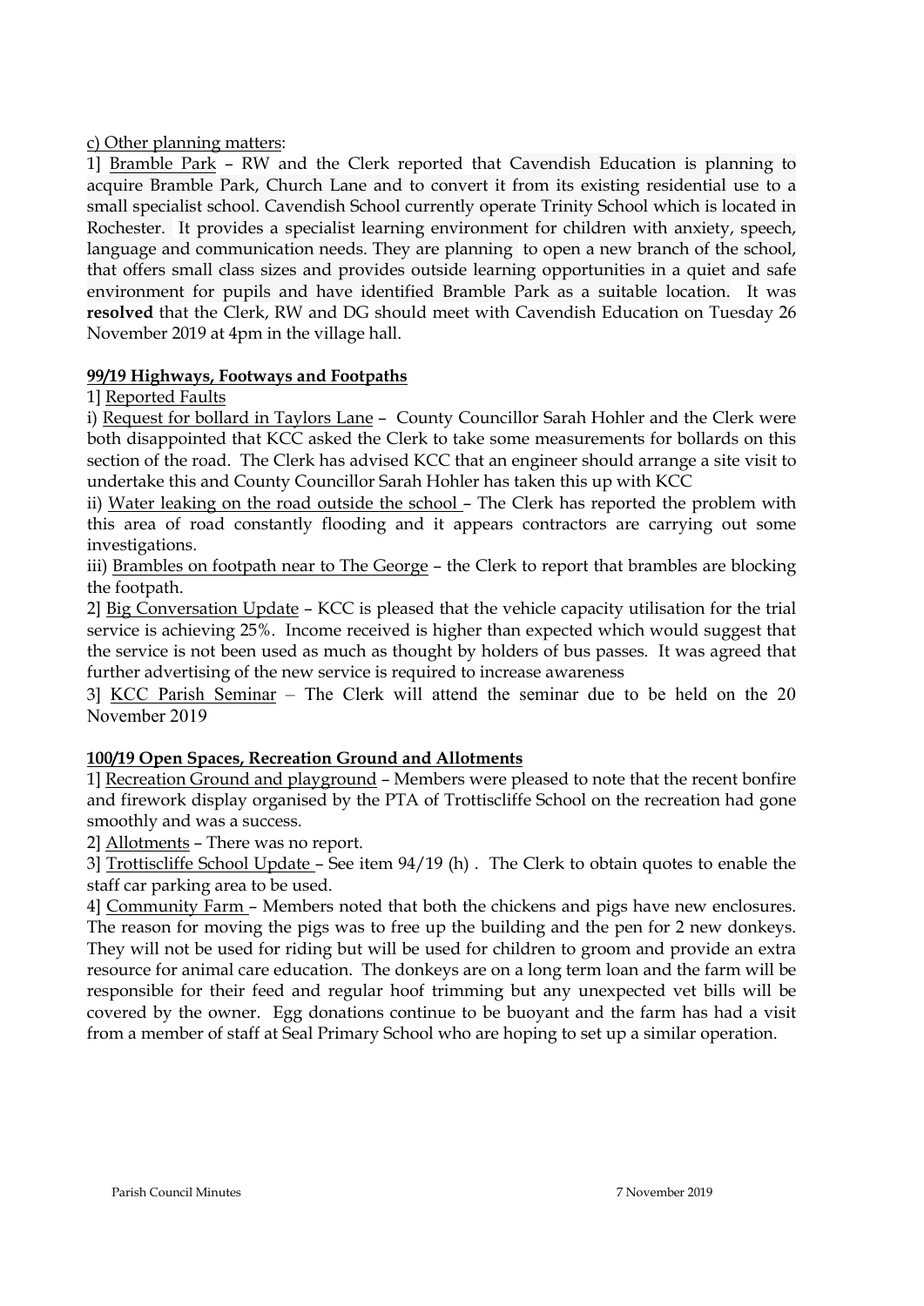c) Other planning matters:

1] Bramble Park – RW and the Clerk reported that Cavendish Education is planning to acquire Bramble Park, Church Lane and to convert it from its existing residential use to a small specialist school. Cavendish School currently operate Trinity School which is located in Rochester. It provides a specialist learning environment for children with anxiety, speech, language and communication needs. They are planning to open a new branch of the school, that offers small class sizes and provides outside learning opportunities in a quiet and safe environment for pupils and have identified Bramble Park as a suitable location. It was **resolved** that the Clerk, RW and DG should meet with Cavendish Education on Tuesday 26 November 2019 at 4pm in the village hall.

**99/19 Highways, Footways and Footpaths**

1] Reported Faults

i) Request for bollard in Taylors Lane – County Councillor Sarah Hohler and the Clerk were both disappointed that KCC asked the Clerk to take some measurements for bollards on this section of the road. The Clerk has advised KCC that an engineer should arrange a site visit to undertake this and County Councillor Sarah Hohler has taken this up with KCC

ii) Water leaking on the road outside the school – The Clerk has reported the problem with this area of road constantly flooding and it appears contractors are carrying out some investigations.

iii) Brambles on footpath near to The George – the Clerk to report that brambles are blocking the footpath.

2] Big Conversation Update – KCC is pleased that the vehicle capacity utilisation for the trial service is achieving 25%. Income received is higher than expected which would suggest that the service is not been used as much as thought by holders of bus passes. It was agreed that further advertising of the new service is required to increase awareness

3] KCC Parish Seminar – The Clerk will attend the seminar due to be held on the 20 November 2019

**100/19 Open Spaces, Recreation Ground and Allotments**

1] Recreation Ground and playground – Members were pleased to note that the recent bonfire and firework display organised by the PTA of Trottiscliffe School on the recreation had gone smoothly and was a success.

2] Allotments – There was no report.

3] Trottiscliffe School Update – See item 94/19 (h) . The Clerk to obtain quotes to enable the staff car parking area to be used.

4] Community Farm – Members noted that both the chickens and pigs have new enclosures. The reason for moving the pigs was to free up the building and the pen for 2 new donkeys. They will not be used for riding but will be used for children to groom and provide an extra resource for animal care education. The donkeys are on a long term loan and the farm will be responsible for their feed and regular hoof trimming but any unexpected vet bills will be covered by the owner. Egg donations continue to be buoyant and the farm has had a visit from a member of staff at Seal Primary School who are hoping to set up a similar operation.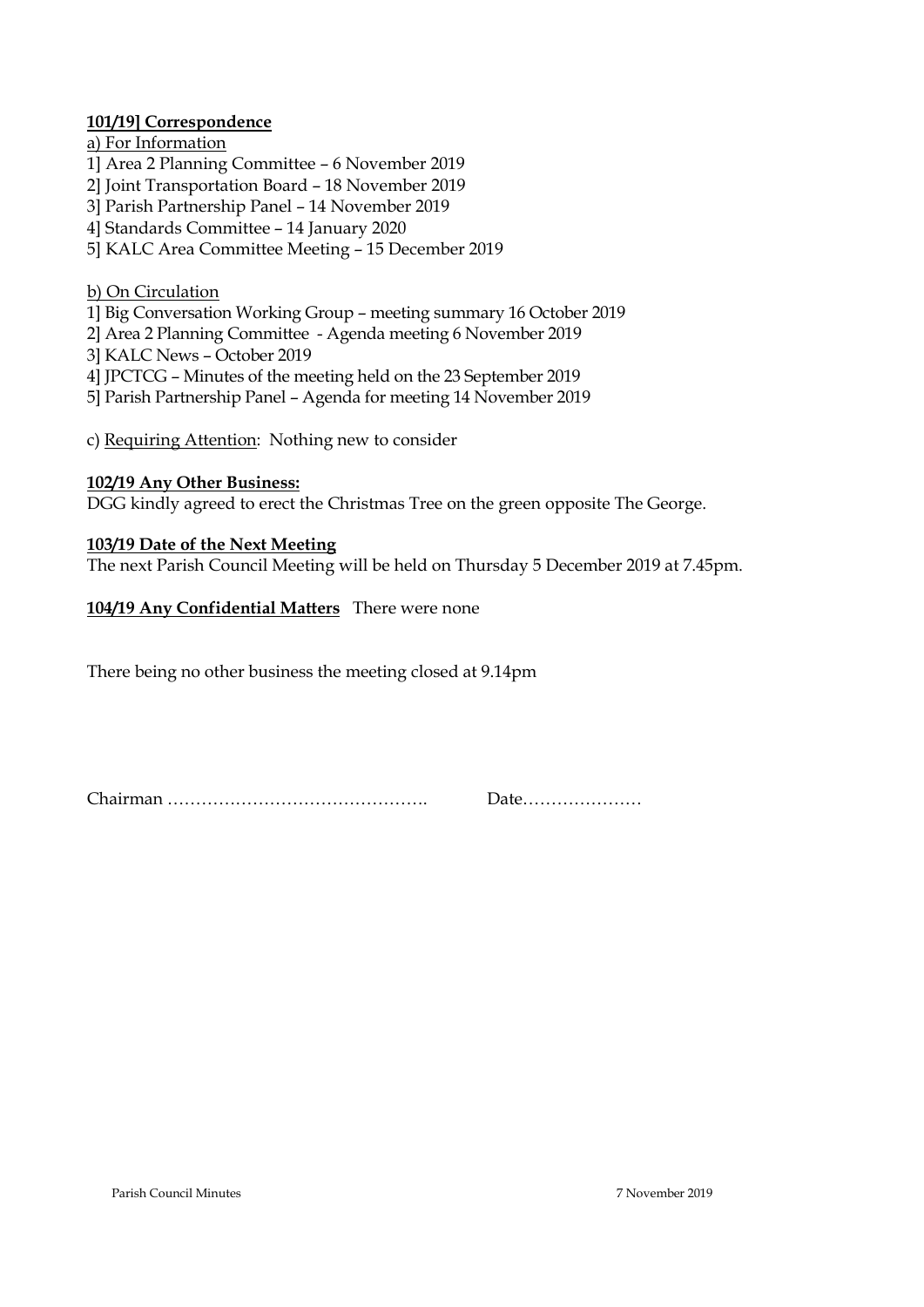**101/19] Correspondence**

a) For Information

1] Area 2 Planning Committee – 6 November 2019
2] Joint Transportation Board – 18 November 2019
3] Parish Partnership Panel – 14 November 2019
4] Standards Committee – 14 January 2020
5] KALC Area Committee Meeting – 15 December 2019

b) On Circulation

1] Big Conversation Working Group – meeting summary 16 October 2019
2] Area 2 Planning Committee - Agenda meeting 6 November 2019
3] KALC News – October 2019
4] JPCTCG – Minutes of the meeting held on the 23 September 2019
5] Parish Partnership Panel – Agenda for meeting 14 November 2019

c) Requiring Attention: Nothing new to consider

**102/19 Any Other Business:**

DGG kindly agreed to erect the Christmas Tree on the green opposite The George.

**103/19 Date of the Next Meeting**

The next Parish Council Meeting will be held on Thursday 5 December 2019 at 7.45pm.

**104/19 Any Confidential Matters** There were none

There being no other business the meeting closed at 9.14pm

Chairman ………………………………………. Date…………………